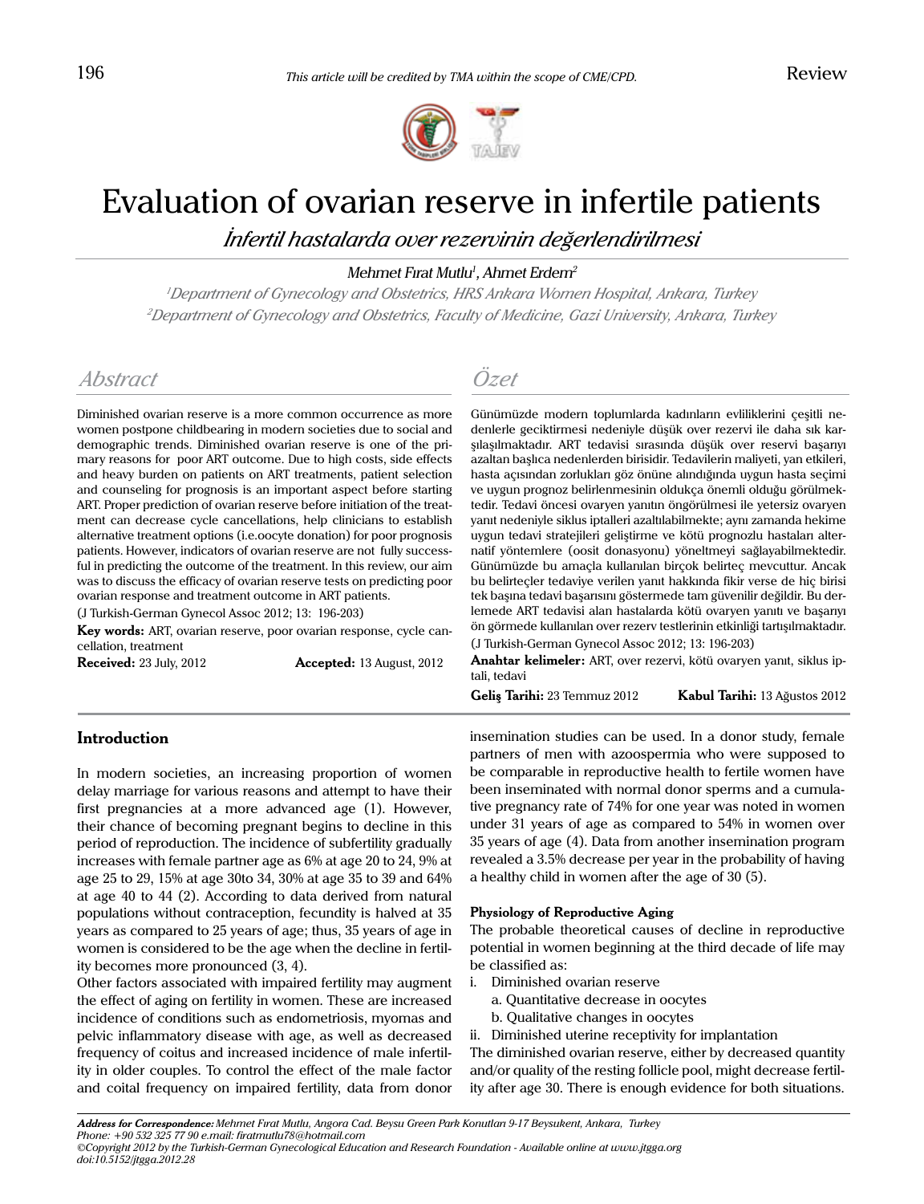This article will be credited by TMA within the scope of CME/CPD.

Review

# Evaluation of ovarian reserve in infertile patients

## *İnfertil hastalarda over rezervinin değerlendirilmesi*

*Mehmet Fırat Mutlu[1], Ahmet Erdem[2]*

*[1]Department of Gynecology and Obstetrics, HRS Ankara Women Hospital, Ankara, Turkey*
*[2]Department of Gynecology and Obstetrics, Faculty of Medicine, Gazi University, Ankara, Turkey*

## Abstract

Diminished ovarian reserve is a more common occurrence as more women postpone childbearing in modern societies due to social and demographic trends. Diminished ovarian reserve is one of the primary reasons for poor ART outcome. Due to high costs, side effects and heavy burden on patients on ART treatments, patient selection and counseling for prognosis is an important aspect before starting ART. Proper prediction of ovarian reserve before initiation of the treatment can decrease cycle cancellations, help clinicians to establish alternative treatment options (i.e.oocyte donation) for poor prognosis patients. However, indicators of ovarian reserve are not fully successful in predicting the outcome of the treatment. In this review, our aim was to discuss the efficacy of ovarian reserve tests on predicting poor ovarian response and treatment outcome in ART patients.

(J Turkish-German Gynecol Assoc 2012; 13: 196-203)

**Key words:** ART, ovarian reserve, poor ovarian response, cycle cancellation, treatment

**Received:** 23 July, 2012 **Accepted:** 13 August, 2012

## Özet

Günümüzde modern toplumlarda kadınların evliliklerini çeşitli nedenlerle geciktirmesi nedeniyle düşük over rezervi ile daha sık karşılaşılmaktadır. ART tedavisi sırasında düşük over rezervi başarıyı azaltan başlıca nedenlerden birisidir. Tedavilerin maliyeti, yan etkileri, hasta açısından zorlukları göz önüne alındığında uygun hasta seçimi ve uygun prognoz belirlenmesinin oldukça önemli olduğu görülmektedir. Tedavi öncesi ovaryen yanıtın öngörülmesi ile yetersiz ovaryen yanıt nedeniyle siklus iptalleri azaltılabilmekte; aynı zamanda hekime uygun tedavi stratejileri geliştirme ve kötü prognozlu hastaları alternatif yöntemlere (oosit donasyonu) yöneltmeyi sağlayabilmektedir. Günümüzde bu amaçla kullanılan birçok belirteç mevcuttur. Ancak bu belirteçler tedaviye verilen yanıt hakkında fikir verse de hiç birisi tek başına tedavi başarısını göstermede tam güvenilir değildir. Bu derlemede ART tedavisi alan hastalarda kötü ovaryen yanıtı ve başarıyı ön görmede kullanılan over rezerv testlerinin etkinliği tartışılmaktadır.

(J Turkish-German Gynecol Assoc 2012; 13: 196-203)

**Anahtar kelimeler:** ART, over rezervi, kötü ovaryen yanıt, siklus iptali, tedavi

**Geliş Tarihi:** 23 Temmuz 2012 **Kabul Tarihi:** 13 Ağustos 2012

## Introduction

In modern societies, an increasing proportion of women delay marriage for various reasons and attempt to have their first pregnancies at a more advanced age (1). However, their chance of becoming pregnant begins to decline in this period of reproduction. The incidence of subfertility gradually increases with female partner age as 6% at age 20 to 24, 9% at age 25 to 29, 15% at age 30to 34, 30% at age 35 to 39 and 64% at age 40 to 44 (2). According to data derived from natural populations without contraception, fecundity is halved at 35 years as compared to 25 years of age; thus, 35 years of age in women is considered to be the age when the decline in fertility becomes more pronounced (3, 4).

Other factors associated with impaired fertility may augment the effect of aging on fertility in women. These are increased incidence of conditions such as endometriosis, myomas and pelvic inflammatory disease with age, as well as decreased frequency of coitus and increased incidence of male infertility in older couples. To control the effect of the male factor and coital frequency on impaired fertility, data from donor insemination studies can be used. In a donor study, female partners of men with azoospermia who were supposed to be comparable in reproductive health to fertile women have been inseminated with normal donor sperms and a cumulative pregnancy rate of 74% for one year was noted in women under 31 years of age as compared to 54% in women over 35 years of age (4). Data from another insemination program revealed a 3.5% decrease per year in the probability of having a healthy child in women after the age of 30 (5).

### Physiology of Reproductive Aging

The probable theoretical causes of decline in reproductive potential in women beginning at the third decade of life may be classified as:

- i. Diminished ovarian reserve
  - a. Quantitative decrease in oocytes
  - b. Qualitative changes in oocytes
- ii. Diminished uterine receptivity for implantation

The diminished ovarian reserve, either by decreased quantity and/or quality of the resting follicle pool, might decrease fertility after age 30. There is enough evidence for both situations.

***Address for Correspondence:*** *Mehmet Fırat Mutlu, Angora Cad. Beysu Green Park Konutları 9-17 Beysukent, Ankara, Turkey*
*Phone: +90 532 325 77 90 e.mail: firatmutlu78@hotmail.com*
*©Copyright 2012 by the Turkish-German Gynecological Education and Research Foundation - Available online at www.jtgga.org*
*doi:10.5152/jtgga.2012.28*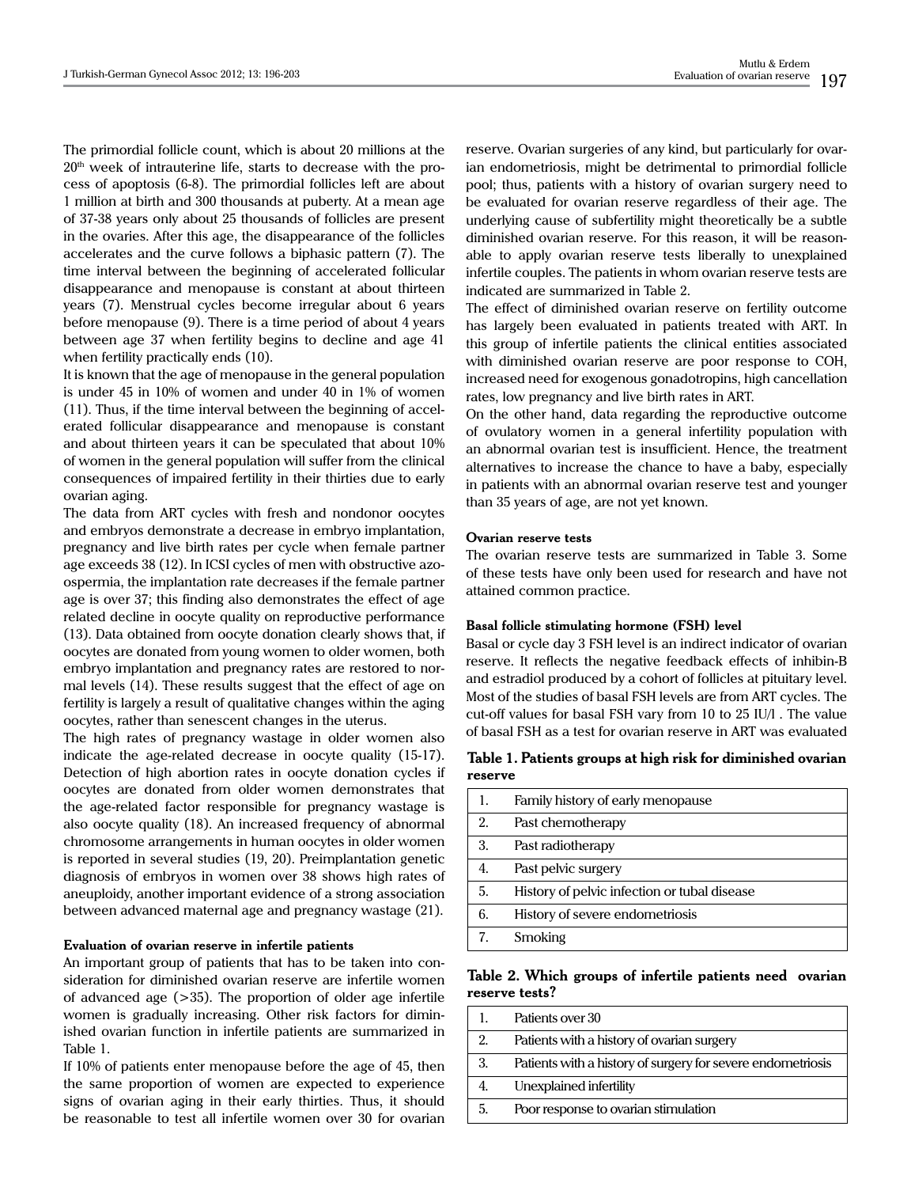The primordial follicle count, which is about 20 millions at the $20^{th}$ week of intrauterine life, starts to decrease with the process of apoptosis (6-8). The primordial follicles left are about 1 million at birth and 300 thousands at puberty. At a mean age of 37-38 years only about 25 thousands of follicles are present in the ovaries. After this age, the disappearance of the follicles accelerates and the curve follows a biphasic pattern (7). The time interval between the beginning of accelerated follicular disappearance and menopause is constant at about thirteen years (7). Menstrual cycles become irregular about 6 years before menopause (9). There is a time period of about 4 years between age 37 when fertility begins to decline and age 41 when fertility practically ends (10).

It is known that the age of menopause in the general population is under 45 in 10% of women and under 40 in 1% of women (11). Thus, if the time interval between the beginning of accelerated follicular disappearance and menopause is constant and about thirteen years it can be speculated that about 10% of women in the general population will suffer from the clinical consequences of impaired fertility in their thirties due to early ovarian aging.

The data from ART cycles with fresh and nondonor oocytes and embryos demonstrate a decrease in embryo implantation, pregnancy and live birth rates per cycle when female partner age exceeds 38 (12). In ICSI cycles of men with obstructive azoospermia, the implantation rate decreases if the female partner age is over 37; this finding also demonstrates the effect of age related decline in oocyte quality on reproductive performance (13). Data obtained from oocyte donation clearly shows that, if oocytes are donated from young women to older women, both embryo implantation and pregnancy rates are restored to normal levels (14). These results suggest that the effect of age on fertility is largely a result of qualitative changes within the aging oocytes, rather than senescent changes in the uterus.

The high rates of pregnancy wastage in older women also indicate the age-related decrease in oocyte quality (15-17). Detection of high abortion rates in oocyte donation cycles if oocytes are donated from older women demonstrates that the age-related factor responsible for pregnancy wastage is also oocyte quality (18). An increased frequency of abnormal chromosome arrangements in human oocytes in older women is reported in several studies (19, 20). Preimplantation genetic diagnosis of embryos in women over 38 shows high rates of aneuploidy, another important evidence of a strong association between advanced maternal age and pregnancy wastage (21).

### Evaluation of ovarian reserve in infertile patients

An important group of patients that has to be taken into consideration for diminished ovarian reserve are infertile women of advanced age (>35). The proportion of older age infertile women is gradually increasing. Other risk factors for diminished ovarian function in infertile patients are summarized in Table 1.

If 10% of patients enter menopause before the age of 45, then the same proportion of women are expected to experience signs of ovarian aging in their early thirties. Thus, it should be reasonable to test all infertile women over 30 for ovarian reserve. Ovarian surgeries of any kind, but particularly for ovarian endometriosis, might be detrimental to primordial follicle pool; thus, patients with a history of ovarian surgery need to be evaluated for ovarian reserve regardless of their age. The underlying cause of subfertility might theoretically be a subtle diminished ovarian reserve. For this reason, it will be reasonable to apply ovarian reserve tests liberally to unexplained infertile couples. The patients in whom ovarian reserve tests are indicated are summarized in Table 2.

The effect of diminished ovarian reserve on fertility outcome has largely been evaluated in patients treated with ART. In this group of infertile patients the clinical entities associated with diminished ovarian reserve are poor response to COH, increased need for exogenous gonadotropins, high cancellation rates, low pregnancy and live birth rates in ART.

On the other hand, data regarding the reproductive outcome of ovulatory women in a general infertility population with an abnormal ovarian test is insufficient. Hence, the treatment alternatives to increase the chance to have a baby, especially in patients with an abnormal ovarian reserve test and younger than 35 years of age, are not yet known.

### Ovarian reserve tests

The ovarian reserve tests are summarized in Table 3. Some of these tests have only been used for research and have not attained common practice.

### Basal follicle stimulating hormone (FSH) level

Basal or cycle day 3 FSH level is an indirect indicator of ovarian reserve. It reflects the negative feedback effects of inhibin-B and estradiol produced by a cohort of follicles at pituitary level. Most of the studies of basal FSH levels are from ART cycles. The cut-off values for basal FSH vary from 10 to 25 IU/l . The value of basal FSH as a test for ovarian reserve in ART was evaluated

**Table 1. Patients groups at high risk for diminished ovarian reserve**

| | |
|---|---|
| 1. | Family history of early menopause |
| 2. | Past chemotherapy |
| 3. | Past radiotherapy |
| 4. | Past pelvic surgery |
| 5. | History of pelvic infection or tubal disease |
| 6. | History of severe endometriosis |
| 7. | Smoking |

**Table 2. Which groups of infertile patients need ovarian reserve tests?**

| | |
|---|---|
| 1. | Patients over 30 |
| 2. | Patients with a history of ovarian surgery |
| 3. | Patients with a history of surgery for severe endometriosis |
| 4. | Unexplained infertility |
| 5. | Poor response to ovarian stimulation |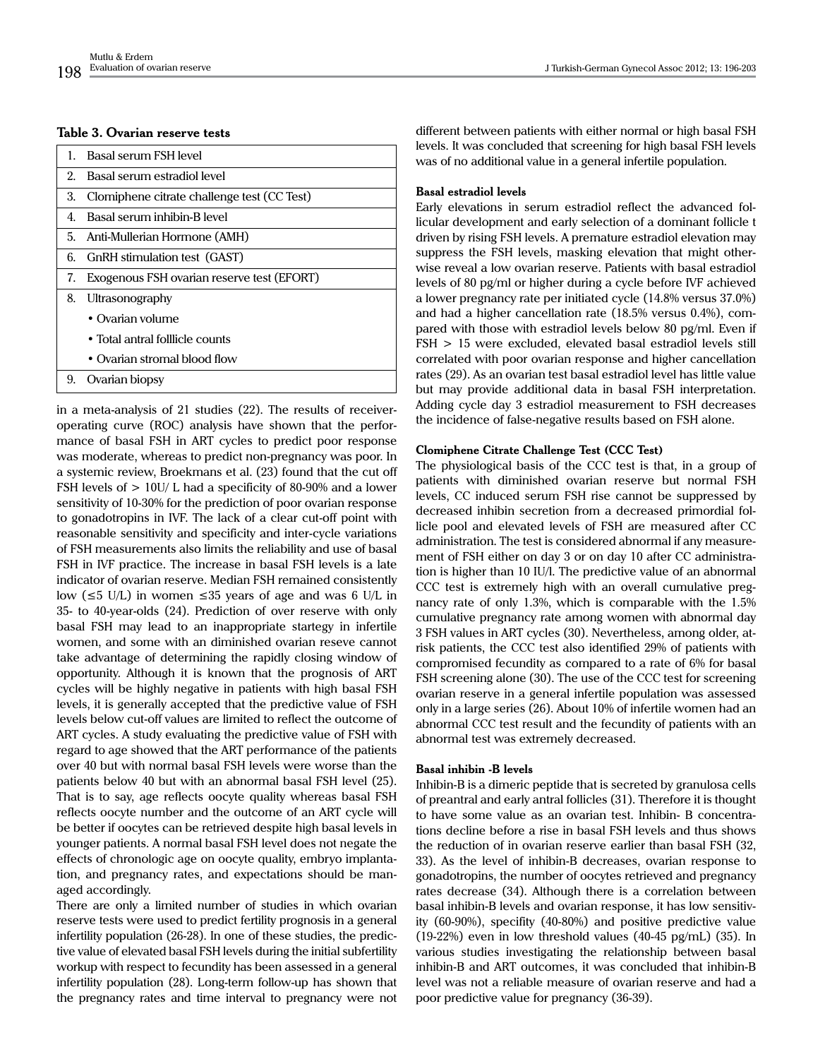**Table 3. Ovarian reserve tests**

| |
|---|
| 1. Basal serum FSH level |
| 2. Basal serum estradiol level |
| 3. Clomiphene citrate challenge test (CC Test) |
| 4. Basal serum inhibin-B level |
| 5. Anti-Mullerian Hormone (AMH) |
| 6. GnRH stimulation test (GAST) |
| 7. Exogenous FSH ovarian reserve test (EFORT) |
| 8. Ultrasonography<br>• Ovarian volume<br>• Total antral folllicle counts<br>• Ovarian stromal blood flow |
| 9. Ovarian biopsy |

in a meta-analysis of 21 studies (22). The results of receiver-operating curve (ROC) analysis have shown that the performance of basal FSH in ART cycles to predict poor response was moderate, whereas to predict non-pregnancy was poor. In a systemic review, Broekmans et al. (23) found that the cut off FSH levels of > 10U/ L had a specificity of 80-90% and a lower sensitivity of 10-30% for the prediction of poor ovarian response to gonadotropins in IVF. The lack of a clear cut-off point with reasonable sensitivity and specificity and inter-cycle variations of FSH measurements also limits the reliability and use of basal FSH in IVF practice. The increase in basal FSH levels is a late indicator of ovarian reserve. Median FSH remained consistently low (≤5 U/L) in women ≤35 years of age and was 6 U/L in 35- to 40-year-olds (24). Prediction of over reserve with only basal FSH may lead to an inappropriate startegy in infertile women, and some with an diminished ovarian reseve cannot take advantage of determining the rapidly closing window of opportunity. Although it is known that the prognosis of ART cycles will be highly negative in patients with high basal FSH levels, it is generally accepted that the predictive value of FSH levels below cut-off values are limited to reflect the outcome of ART cycles. A study evaluating the predictive value of FSH with regard to age showed that the ART performance of the patients over 40 but with normal basal FSH levels were worse than the patients below 40 but with an abnormal basal FSH level (25). That is to say, age reflects oocyte quality whereas basal FSH reflects oocyte number and the outcome of an ART cycle will be better if oocytes can be retrieved despite high basal levels in younger patients. A normal basal FSH level does not negate the effects of chronologic age on oocyte quality, embryo implantation, and pregnancy rates, and expectations should be managed accordingly.

There are only a limited number of studies in which ovarian reserve tests were used to predict fertility prognosis in a general infertility population (26-28). In one of these studies, the predictive value of elevated basal FSH levels during the initial subfertility workup with respect to fecundity has been assessed in a general infertility population (28). Long-term follow-up has shown that the pregnancy rates and time interval to pregnancy were not different between patients with either normal or high basal FSH levels. It was concluded that screening for high basal FSH levels was of no additional value in a general infertile population.

#### Basal estradiol levels

Early elevations in serum estradiol reflect the advanced follicular development and early selection of a dominant follicle t driven by rising FSH levels. A premature estradiol elevation may suppress the FSH levels, masking elevation that might otherwise reveal a low ovarian reserve. Patients with basal estradiol levels of 80 pg/ml or higher during a cycle before IVF achieved a lower pregnancy rate per initiated cycle (14.8% versus 37.0%) and had a higher cancellation rate (18.5% versus 0.4%), compared with those with estradiol levels below 80 pg/ml. Even if FSH > 15 were excluded, elevated basal estradiol levels still correlated with poor ovarian response and higher cancellation rates (29). As an ovarian test basal estradiol level has little value but may provide additional data in basal FSH interpretation. Adding cycle day 3 estradiol measurement to FSH decreases the incidence of false-negative results based on FSH alone.

#### Clomiphene Citrate Challenge Test (CCC Test)

The physiological basis of the CCC test is that, in a group of patients with diminished ovarian reserve but normal FSH levels, CC induced serum FSH rise cannot be suppressed by decreased inhibin secretion from a decreased primordial follicle pool and elevated levels of FSH are measured after CC administration. The test is considered abnormal if any measurement of FSH either on day 3 or on day 10 after CC administration is higher than 10 IU/l. The predictive value of an abnormal CCC test is extremely high with an overall cumulative pregnancy rate of only 1.3%, which is comparable with the 1.5% cumulative pregnancy rate among women with abnormal day 3 FSH values in ART cycles (30). Nevertheless, among older, at-risk patients, the CCC test also identified 29% of patients with compromised fecundity as compared to a rate of 6% for basal FSH screening alone (30). The use of the CCC test for screening ovarian reserve in a general infertile population was assessed only in a large series (26). About 10% of infertile women had an abnormal CCC test result and the fecundity of patients with an abnormal test was extremely decreased.

#### Basal inhibin -B levels

Inhibin-B is a dimeric peptide that is secreted by granulosa cells of preantral and early antral follicles (31). Therefore it is thought to have some value as an ovarian test. Inhibin- B concentrations decline before a rise in basal FSH levels and thus shows the reduction of in ovarian reserve earlier than basal FSH (32, 33). As the level of inhibin-B decreases, ovarian response to gonadotropins, the number of oocytes retrieved and pregnancy rates decrease (34). Although there is a correlation between basal inhibin-B levels and ovarian response, it has low sensitivity (60-90%), specifity (40-80%) and positive predictive value (19-22%) even in low threshold values (40-45 pg/mL) (35). In various studies investigating the relationship between basal inhibin-B and ART outcomes, it was concluded that inhibin-B level was not a reliable measure of ovarian reserve and had a poor predictive value for pregnancy (36-39).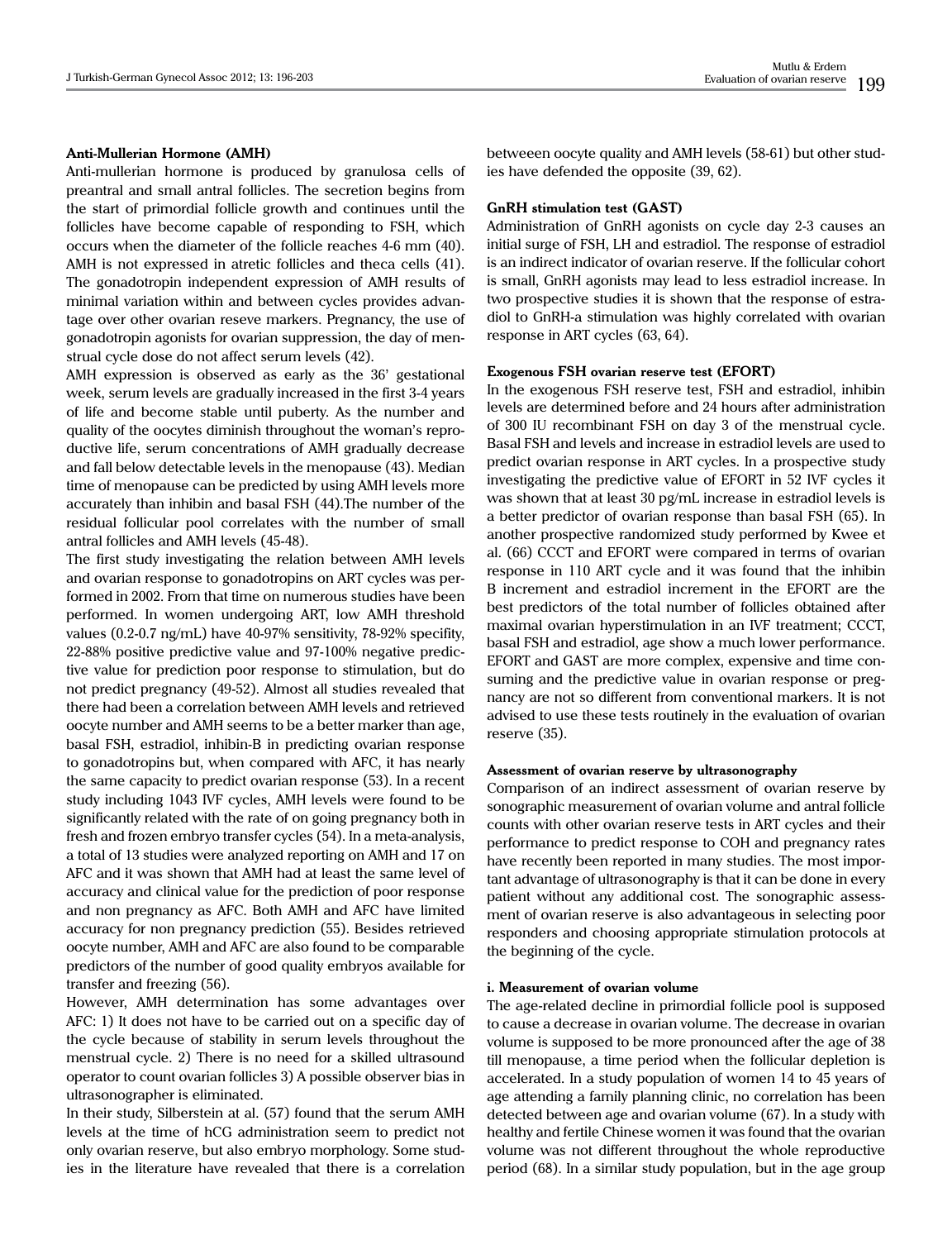**Anti-Mullerian Hormone (AMH)**

Anti-mullerian hormone is produced by granulosa cells of preantral and small antral follicles. The secretion begins from the start of primordial follicle growth and continues until the follicles have become capable of responding to FSH, which occurs when the diameter of the follicle reaches 4-6 mm (40). AMH is not expressed in atretic follicles and theca cells (41). The gonadotropin independent expression of AMH results of minimal variation within and between cycles provides advantage over other ovarian reseve markers. Pregnancy, the use of gonadotropin agonists for ovarian suppression, the day of menstrual cycle dose do not affect serum levels (42).

AMH expression is observed as early as the 36' gestational week, serum levels are gradually increased in the first 3-4 years of life and become stable until puberty. As the number and quality of the oocytes diminish throughout the woman's reproductive life, serum concentrations of AMH gradually decrease and fall below detectable levels in the menopause (43). Median time of menopause can be predicted by using AMH levels more accurately than inhibin and basal FSH (44).The number of the residual follicular pool correlates with the number of small antral follicles and AMH levels (45-48).

The first study investigating the relation between AMH levels and ovarian response to gonadotropins on ART cycles was performed in 2002. From that time on numerous studies have been performed. In women undergoing ART, low AMH threshold values (0.2-0.7 ng/mL) have 40-97% sensitivity, 78-92% specifity, 22-88% positive predictive value and 97-100% negative predictive value for prediction poor response to stimulation, but do not predict pregnancy (49-52). Almost all studies revealed that there had been a correlation between AMH levels and retrieved oocyte number and AMH seems to be a better marker than age, basal FSH, estradiol, inhibin-B in predicting ovarian response to gonadotropins but, when compared with AFC, it has nearly the same capacity to predict ovarian response (53). In a recent study including 1043 IVF cycles, AMH levels were found to be significantly related with the rate of on going pregnancy both in fresh and frozen embryo transfer cycles (54). In a meta-analysis, a total of 13 studies were analyzed reporting on AMH and 17 on AFC and it was shown that AMH had at least the same level of accuracy and clinical value for the prediction of poor response and non pregnancy as AFC. Both AMH and AFC have limited accuracy for non pregnancy prediction (55). Besides retrieved oocyte number, AMH and AFC are also found to be comparable predictors of the number of good quality embryos available for transfer and freezing (56).

However, AMH determination has some advantages over AFC: 1) It does not have to be carried out on a specific day of the cycle because of stability in serum levels throughout the menstrual cycle. 2) There is no need for a skilled ultrasound operator to count ovarian follicles 3) A possible observer bias in ultrasonographer is eliminated.

In their study, Silberstein at al. (57) found that the serum AMH levels at the time of hCG administration seem to predict not only ovarian reserve, but also embryo morphology. Some studies in the literature have revealed that there is a correlation betweeen oocyte quality and AMH levels (58-61) but other studies have defended the opposite (39, 62).

**GnRH stimulation test (GAST)**

Administration of GnRH agonists on cycle day 2-3 causes an initial surge of FSH, LH and estradiol. The response of estradiol is an indirect indicator of ovarian reserve. If the follicular cohort is small, GnRH agonists may lead to less estradiol increase. In two prospective studies it is shown that the response of estradiol to GnRH-a stimulation was highly correlated with ovarian response in ART cycles (63, 64).

**Exogenous FSH ovarian reserve test (EFORT)**

In the exogenous FSH reserve test, FSH and estradiol, inhibin levels are determined before and 24 hours after administration of 300 IU recombinant FSH on day 3 of the menstrual cycle. Basal FSH and levels and increase in estradiol levels are used to predict ovarian response in ART cycles. In a prospective study investigating the predictive value of EFORT in 52 IVF cycles it was shown that at least 30 pg/mL increase in estradiol levels is a better predictor of ovarian response than basal FSH (65). In another prospective randomized study performed by Kwee et al. (66) CCCT and EFORT were compared in terms of ovarian response in 110 ART cycle and it was found that the inhibin B increment and estradiol increment in the EFORT are the best predictors of the total number of follicles obtained after maximal ovarian hyperstimulation in an IVF treatment; CCCT, basal FSH and estradiol, age show a much lower performance. EFORT and GAST are more complex, expensive and time consuming and the predictive value in ovarian response or pregnancy are not so different from conventional markers. It is not advised to use these tests routinely in the evaluation of ovarian reserve (35).

**Assessment of ovarian reserve by ultrasonography**

Comparison of an indirect assessment of ovarian reserve by sonographic measurement of ovarian volume and antral follicle counts with other ovarian reserve tests in ART cycles and their performance to predict response to COH and pregnancy rates have recently been reported in many studies. The most important advantage of ultrasonography is that it can be done in every patient without any additional cost. The sonographic assessment of ovarian reserve is also advantageous in selecting poor responders and choosing appropriate stimulation protocols at the beginning of the cycle.

**i. Measurement of ovarian volume**

The age-related decline in primordial follicle pool is supposed to cause a decrease in ovarian volume. The decrease in ovarian volume is supposed to be more pronounced after the age of 38 till menopause, a time period when the follicular depletion is accelerated. In a study population of women 14 to 45 years of age attending a family planning clinic, no correlation has been detected between age and ovarian volume (67). In a study with healthy and fertile Chinese women it was found that the ovarian volume was not different throughout the whole reproductive period (68). In a similar study population, but in the age group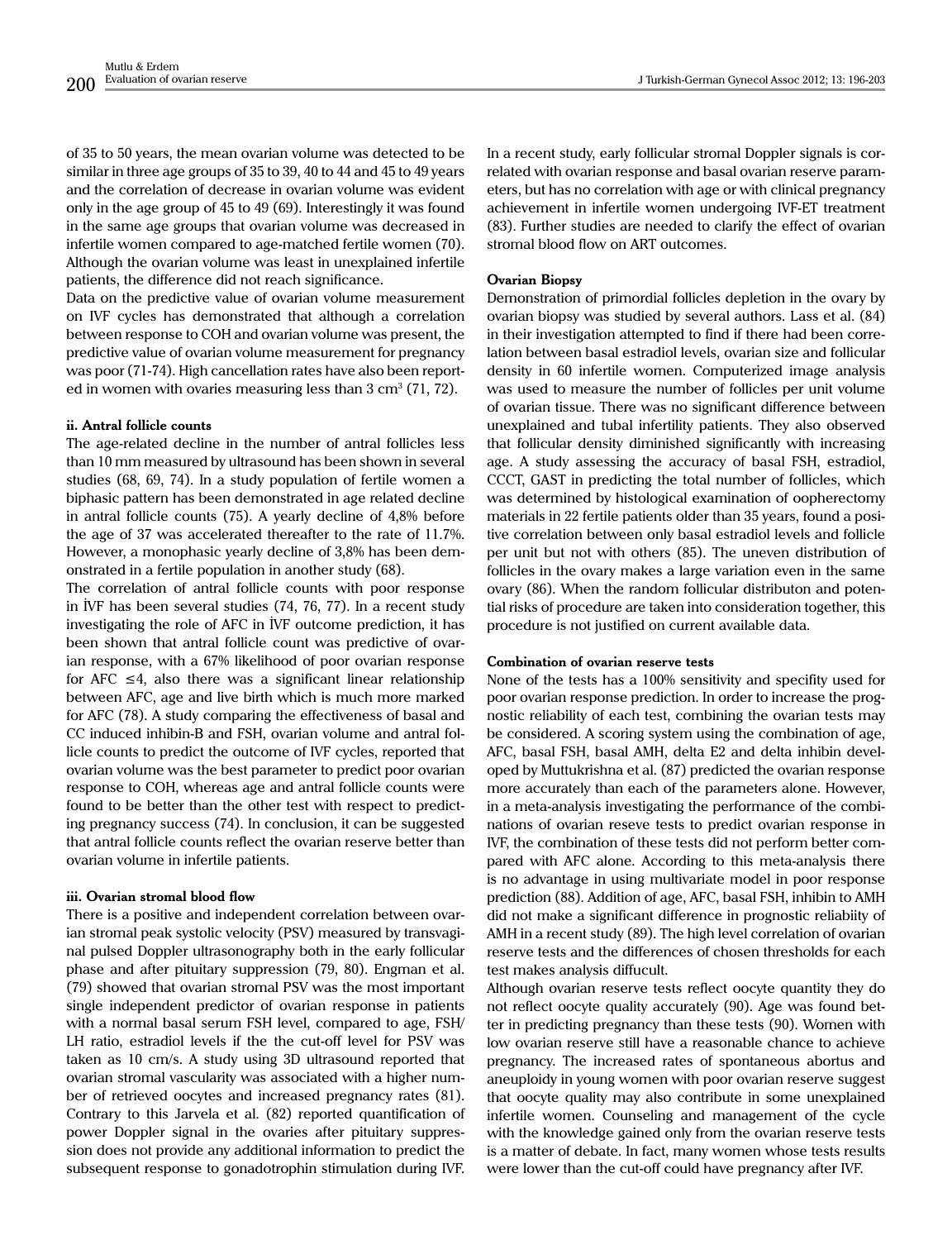of 35 to 50 years, the mean ovarian volume was detected to be similar in three age groups of 35 to 39, 40 to 44 and 45 to 49 years and the correlation of decrease in ovarian volume was evident only in the age group of 45 to 49 (69). Interestingly it was found in the same age groups that ovarian volume was decreased in infertile women compared to age-matched fertile women (70). Although the ovarian volume was least in unexplained infertile patients, the difference did not reach significance.

Data on the predictive value of ovarian volume measurement on IVF cycles has demonstrated that although a correlation between response to COH and ovarian volume was present, the predictive value of ovarian volume measurement for pregnancy was poor (71-74). High cancellation rates have also been reported in women with ovaries measuring less than 3 $cm^3$ (71, 72).

#### ii. Antral follicle counts

The age-related decline in the number of antral follicles less than 10 mm measured by ultrasound has been shown in several studies (68, 69, 74). In a study population of fertile women a biphasic pattern has been demonstrated in age related decline in antral follicle counts (75). A yearly decline of 4,8% before the age of 37 was accelerated thereafter to the rate of 11.7%. However, a monophasic yearly decline of 3,8% has been demonstrated in a fertile population in another study (68).

The correlation of antral follicle counts with poor response in İVF has been several studies (74, 76, 77). In a recent study investigating the role of AFC in İVF outcome prediction, it has been shown that antral follicle count was predictive of ovarian response, with a 67% likelihood of poor ovarian response for AFC ≤4, also there was a significant linear relationship between AFC, age and live birth which is much more marked for AFC (78). A study comparing the effectiveness of basal and CC induced inhibin-B and FSH, ovarian volume and antral follicle counts to predict the outcome of IVF cycles, reported that ovarian volume was the best parameter to predict poor ovarian response to COH, whereas age and antral follicle counts were found to be better than the other test with respect to predicting pregnancy success (74). In conclusion, it can be suggested that antral follicle counts reflect the ovarian reserve better than ovarian volume in infertile patients.

#### iii. Ovarian stromal blood flow

There is a positive and independent correlation between ovarian stromal peak systolic velocity (PSV) measured by transvaginal pulsed Doppler ultrasonography both in the early follicular phase and after pituitary suppression (79, 80). Engman et al. (79) showed that ovarian stromal PSV was the most important single independent predictor of ovarian response in patients with a normal basal serum FSH level, compared to age, FSH/LH ratio, estradiol levels if the the cut-off level for PSV was taken as 10 cm/s. A study using 3D ultrasound reported that ovarian stromal vascularity was associated with a higher number of retrieved oocytes and increased pregnancy rates (81). Contrary to this Jarvela et al. (82) reported quantification of power Doppler signal in the ovaries after pituitary suppression does not provide any additional information to predict the subsequent response to gonadotrophin stimulation during IVF.

In a recent study, early follicular stromal Doppler signals is correlated with ovarian response and basal ovarian reserve parameters, but has no correlation with age or with clinical pregnancy achievement in infertile women undergoing IVF-ET treatment (83). Further studies are needed to clarify the effect of ovarian stromal blood flow on ART outcomes.

### Ovarian Biopsy

Demonstration of primordial follicles depletion in the ovary by ovarian biopsy was studied by several authors. Lass et al. (84) in their investigation attempted to find if there had been correlation between basal estradiol levels, ovarian size and follicular density in 60 infertile women. Computerized image analysis was used to measure the number of follicles per unit volume of ovarian tissue. There was no significant difference between unexplained and tubal infertility patients. They also observed that follicular density diminished significantly with increasing age. A study assessing the accuracy of basal FSH, estradiol, CCCT, GAST in predicting the total number of follicles, which was determined by histological examination of oopherectomy materials in 22 fertile patients older than 35 years, found a positive correlation between only basal estradiol levels and follicle per unit but not with others (85). The uneven distribution of follicles in the ovary makes a large variation even in the same ovary (86). When the random follicular distributon and potential risks of procedure are taken into consideration together, this procedure is not justified on current available data.

### Combination of ovarian reserve tests

None of the tests has a 100% sensitivity and specifity used for poor ovarian response prediction. In order to increase the prognostic reliability of each test, combining the ovarian tests may be considered. A scoring system using the combination of age, AFC, basal FSH, basal AMH, delta E2 and delta inhibin developed by Muttukrishna et al. (87) predicted the ovarian response more accurately than each of the parameters alone. However, in a meta-analysis investigating the performance of the combinations of ovarian reseve tests to predict ovarian response in IVF, the combination of these tests did not perform better compared with AFC alone. According to this meta-analysis there is no advantage in using multivariate model in poor response prediction (88). Addition of age, AFC, basal FSH, inhibin to AMH did not make a significant difference in prognostic reliabiity of AMH in a recent study (89). The high level correlation of ovarian reserve tests and the differences of chosen thresholds for each test makes analysis diffucult.

Although ovarian reserve tests reflect oocyte quantity they do not reflect oocyte quality accurately (90). Age was found better in predicting pregnancy than these tests (90). Women with low ovarian reserve still have a reasonable chance to achieve pregnancy. The increased rates of spontaneous abortus and aneuploidy in young women with poor ovarian reserve suggest that oocyte quality may also contribute in some unexplained infertile women. Counseling and management of the cycle with the knowledge gained only from the ovarian reserve tests is a matter of debate. In fact, many women whose tests results were lower than the cut-off could have pregnancy after IVF.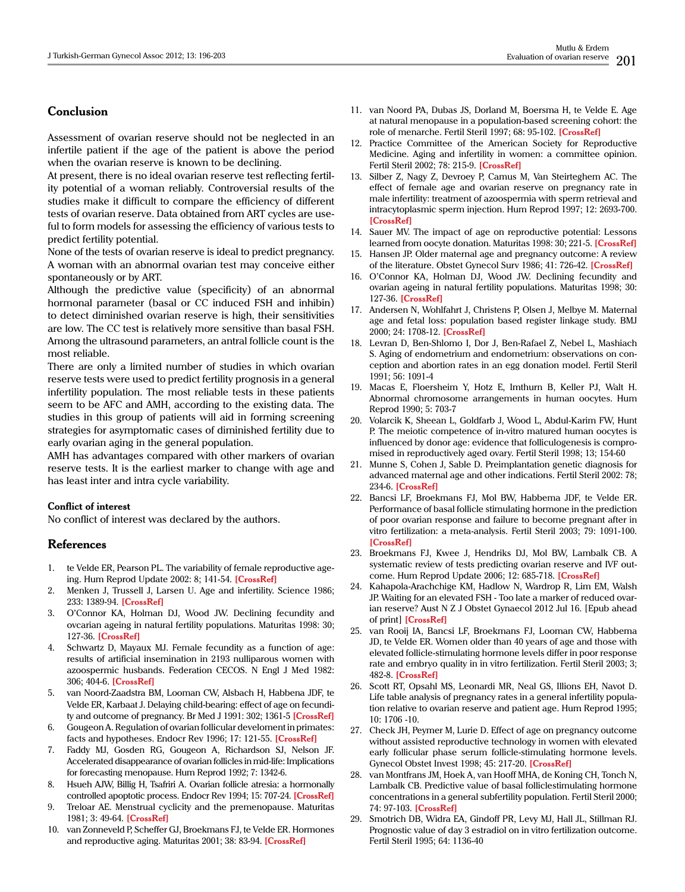## Conclusion

Assessment of ovarian reserve should not be neglected in an infertile patient if the age of the patient is above the period when the ovarian reserve is known to be declining.

At present, there is no ideal ovarian reserve test reflecting fertility potential of a woman reliably. Controversial results of the studies make it difficult to compare the efficiency of different tests of ovarian reserve. Data obtained from ART cycles are useful to form models for assessing the efficiency of various tests to predict fertility potential.

None of the tests of ovarian reserve is ideal to predict pregnancy. A woman with an abnormal ovarian test may conceive either spontaneously or by ART.

Although the predictive value (specificity) of an abnormal hormonal parameter (basal or CC induced FSH and inhibin) to detect diminished ovarian reserve is high, their sensitivities are low. The CC test is relatively more sensitive than basal FSH. Among the ultrasound parameters, an antral follicle count is the most reliable.

There are only a limited number of studies in which ovarian reserve tests were used to predict fertility prognosis in a general infertility population. The most reliable tests in these patients seem to be AFC and AMH, according to the existing data. The studies in this group of patients will aid in forming screening strategies for asymptomatic cases of diminished fertility due to early ovarian aging in the general population.

AMH has advantages compared with other markers of ovarian reserve tests. It is the earliest marker to change with age and has least inter and intra cycle variability.

**Conflict of interest**

No conflict of interest was declared by the authors.

## References

1. te Velde ER, Pearson PL. The variability of female reproductive ageing. Hum Reprod Update 2002: 8; 141-54. [CrossRef]
2. Menken J, Trussell J, Larsen U. Age and infertility. Science 1986; 233: 1389-94. [CrossRef]
3. O'Connor KA, Holman DJ, Wood JW. Declining fecundity and ovcarian ageing in natural fertility populations. Maturitas 1998: 30; 127-36. [CrossRef]
4. Schwartz D, Mayaux MJ. Female fecundity as a function of age: results of artificial insemination in 2193 nulliparous women with azoospermic husbands. Federation CECOS. N Engl J Med 1982: 306; 404-6. [CrossRef]
5. van Noord-Zaadstra BM, Looman CW, Alsbach H, Habbena JDF, te Velde ER, Karbaat J. Delaying child-bearing: effect of age on fecundity and outcome of pregnancy. Br Med J 1991: 302; 1361-5 [CrossRef]
6. Gougeon A. Regulation of ovarian follicular develoment in primates: facts and hypotheses. Endocr Rev 1996; 17: 121-55. [CrossRef]
7. Faddy MJ, Gosden RG, Gougeon A, Richardson SJ, Nelson JF. Accelerated disappearance of ovarian follicles in mid-life: Implications for forecasting menopause. Hum Reprod 1992; 7: 1342-6.
8. Hsueh AJW, Billig H, Tsafriri A. Ovarian follicle atresia: a hormonally controlled apoptotic process. Endocr Rev 1994; 15: 707-24. [CrossRef]
9. Treloar AE. Menstrual cyclicity and the premenopause. Maturitas 1981; 3: 49-64. [CrossRef]
10. van Zonneveld P, Scheffer GJ, Broekmans FJ, te Velde ER. Hormones and reproductive aging. Maturitas 2001; 38: 83-94. [CrossRef]
11. van Noord PA, Dubas JS, Dorland M, Boersma H, te Velde E. Age at natural menopause in a population-based screening cohort: the role of menarche. Fertil Steril 1997; 68: 95-102. [CrossRef]
12. Practice Committee of the American Society for Reproductive Medicine. Aging and infertility in women: a committee opinion. Fertil Steril 2002; 78: 215-9. [CrossRef]
13. Silber Z, Nagy Z, Devroey P, Camus M, Van Steirteghem AC. The effect of female age and ovarian reserve on pregnancy rate in male infertility: treatment of azoospermia with sperm retrieval and intracytoplasmic sperm injection. Hum Reprod 1997; 12: 2693-700. [CrossRef]
14. Sauer MV. The impact of age on reproductive potential: Lessons learned from oocyte donation. Maturitas 1998: 30; 221-5. [CrossRef]
15. Hansen JP. Older maternal age and pregnancy outcome: A review of the literature. Obstet Gynecol Surv 1986; 41: 726-42. [CrossRef]
16. O'Connor KA, Holman DJ, Wood JW. Declining fecundity and ovarian ageing in natural fertility populations. Maturitas 1998; 30: 127-36. [CrossRef]
17. Andersen N, Wohlfahrt J, Christens P, Olsen J, Melbye M. Maternal age and fetal loss: population based register linkage study. BMJ 2000; 24: 1708-12. [CrossRef]
18. Levran D, Ben-Shlomo I, Dor J, Ben-Rafael Z, Nebel L, Mashiach S. Aging of endometrium and endometrium: observations on conception and abortion rates in an egg donation model. Fertil Steril 1991; 56: 1091-4
19. Macas E, Floersheim Y, Hotz E, Imthurn B, Keller PJ, Walt H. Abnormal chromosome arrangements in human oocytes. Hum Reprod 1990; 5: 703-7
20. Volarcik K, Sheean L, Goldfarb J, Wood L, Abdul-Karim FW, Hunt P. The meiotic competence of in-vitro matured human oocytes is influenced by donor age: evidence that folliculogenesis is compromised in reproductively aged ovary. Fertil Steril 1998; 13; 154-60
21. Munne S, Cohen J, Sable D. Preimplantation genetic diagnosis for advanced maternal age and other indications. Fertil Steril 2002: 78; 234-6. [CrossRef]
22. Bancsi LF, Broekmans FJ, Mol BW, Habbema JDF, te Velde ER. Performance of basal follicle stimulating hormone in the prediction of poor ovarian response and failure to become pregnant after in vitro fertilization: a meta-analysis. Fertil Steril 2003; 79: 1091-100. [CrossRef]
23. Broekmans FJ, Kwee J, Hendriks DJ, Mol BW, Lambalk CB. A systematic review of tests predicting ovarian reserve and IVF outcome. Hum Reprod Update 2006; 12: 685-718. [CrossRef]
24. Kahapola-Arachchige KM, Hadlow N, Wardrop R, Lim EM, Walsh JP. Waiting for an elevated FSH - Too late a marker of reduced ovarian reserve? Aust N Z J Obstet Gynaecol 2012 Jul 16. [Epub ahead of print] [CrossRef]
25. van Rooij IA, Bancsi LF, Broekmans FJ, Looman CW, Habbema JD, te Velde ER. Women older than 40 years of age and those with elevated follicle-stimulating hormone levels differ in poor response rate and embryo quality in in vitro fertilization. Fertil Steril 2003; 3; 482-8. [CrossRef]
26. Scott RT, Opsahl MS, Leonardi MR, Neal GS, Illions EH, Navot D. Life table analysis of pregnancy rates in a general infertility population relative to ovarian reserve and patient age. Hum Reprod 1995; 10: 1706 -10.
27. Check JH, Peymer M, Lurie D. Effect of age on pregnancy outcome without assisted reproductive technology in women with elevated early follicular phase serum follicle-stimulating hormone levels. Gynecol Obstet Invest 1998; 45: 217-20. [CrossRef]
28. van Montfrans JM, Hoek A, van Hooff MHA, de Koning CH, Tonch N, Lambalk CB. Predictive value of basal folliclestimulating hormone concentrations in a general subfertility population. Fertil Steril 2000; 74: 97-103. [CrossRef]
29. Smotrich DB, Widra EA, Gindoff PR, Levy MJ, Hall JL, Stillman RJ. Prognostic value of day 3 estradiol on in vitro fertilization outcome. Fertil Steril 1995; 64: 1136-40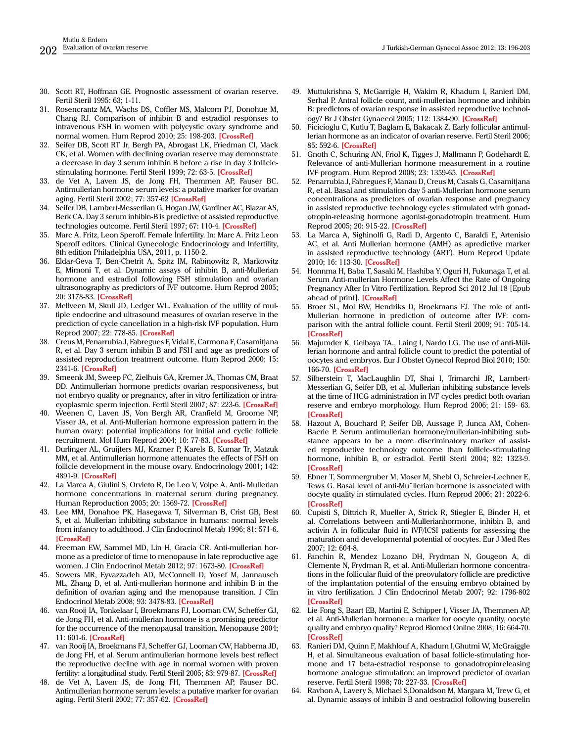30. Scott RT, Hoffman GE. Prognostic assessment of ovarian reserve. Fertil Steril 1995: 63; 1-11.
31. Rosencrantz MA, Wachs DS, Coffler MS, Malcom PJ, Donohue M, Chang RJ. Comparison of inhibin B and estradiol responses to intravenous FSH in women with polycystic ovary syndrome and normal women. Hum Reprod 2010; 25: 198-203. [CrossRef]
32. Seifer DB, Scott RT Jr, Bergh PA, Abrogast LK, Friedman CI, Mack CK, et al. Women with declining ovarian reserve may demonstrate a decrease in day 3 serum inhibin B before a rise in day 3 follicle-stimulating hormone. Fertil Steril 1999; 72: 63-5. [CrossRef]
33. de Vet A, Laven JS, de Jong FH, Themmen AP, Fauser BC. Antimullerian hormone serum levels: a putative marker for ovarian aging. Fertil Steril 2002; 77: 357-62 [CrossRef]
34. Seifer DB, Lambert-Messerlian G, Hogan JW, Gardiner AC, Blazar AS, Berk CA. Day 3 serum inhibin-B is predictive of assisted reproductive technologies outcome. Fertil Steril 1997; 67: 110-4. [CrossRef]
35. Marc A. Fritz, Leon Speroff. Female İnfertility. In: Marc A. Fritz Leon Speroff editors. Clinical Gynecologic Endocrinology and Infertility, 8th edition Philadelphia USA, 2011, p. 1150-2.
36. Eldar-Geva T, Ben-Chetrit A, Spitz IM, Rabinowitz R, Markowitz E, Mimoni T, et al. Dynamic assays of inhibin B, anti-Mullerian hormone and estradiol following FSH stimulation and ovarian ultrasonography as predictors of IVF outcome. Hum Reprod 2005; 20: 3178-83. [CrossRef]
37. McIlveen M, Skull JD, Ledger WL. Evaluation of the utility of multiple endocrine and ultrasound measures of ovarian reserve in the prediction of cycle cancellation in a high-risk IVF population. Hum Reprod 2007; 22: 778-85. [CrossRef]
38. Creus M, Penarrubia J, Fabregues F, Vidal E, Carmona F, Casamitjana R, et al. Day 3 serum inhibin B and FSH and age as predictors of assisted reproduction treatment outcome. Hum Reprod 2000; 15: 2341-6. [CrossRef]
39. Smeenk JM, Sweep FC, Zielhuis GA, Kremer JA, Thomas CM, Braat DD. Antimullerian hormone predicts ovarian responsiveness, but not embryo quality or pregnancy, after in vitro fertilization or intracyoplasmic sperm injection. Fertil Steril 2007; 87: 223-6. [CrossRef]
40. Weenen C, Laven JS, Von Bergh AR, Cranfield M, Groome NP, Visser JA, et al. Anti-Mullerian hormone expression pattern in the human ovary: potential implications for initial and cyclic follicle recruitment. Mol Hum Reprod 2004; 10: 77-83. [CrossRef]
41. Durlinger AL, Gruijters MJ, Kramer P, Karels B, Kumar Tr, Matzuk MM, et al. Antimullerian hormone attenuates the effects of FSH on follicle development in the mouse ovary. Endocrinology 2001; 142: 4891-9. [CrossRef]
42. La Marca A, Giulini S, Orvieto R, De Leo V, Volpe A. Anti- Mullerian hormone concentrations in maternal serum during pregnancy. Human Reproduction 2005; 20: 1569-72. [CrossRef]
43. Lee MM, Donahoe PK, Hasegawa T, Silverman B, Crist GB, Best S, et al. Mullerian inhibiting substance in humans: normal levels from infancy to adulthood. J Clin Endocrinol Metab 1996; 81: 571-6. [CrossRef]
44. Freeman EW, Sammel MD, Lin H, Gracia CR. Anti-mullerian hormone as a predictor of time to menopause in late reproductive age women. J Clin Endocrinol Metab 2012; 97: 1673-80. [CrossRef]
45. Sowers MR, Eyvazzadeh AD, McConnell D, Yosef M, Jannausch ML, Zhang D, et al. Anti-mullerian hormone and inhibin B in the definition of ovarian aging and the menopause transition. J Clin Endocrinol Metab 2008; 93: 3478-83. [CrossRef]
46. van Rooij IA, Tonkelaar I, Broekmans FJ, Looman CW, Scheffer GJ, de Jong FH, et al. Anti-müllerian hormone is a promising predictor for the occurrence of the menopausal transition. Menopause 2004; 11: 601-6. [CrossRef]
47. van Rooij IA, Broekmans FJ, Scheffer GJ, Looman CW, Habbema JD, de Jong FH, et al. Serum antimullerian hormone levels best reflect the reproductive decline with age in normal women with proven fertility: a longitudinal study. Fertil Steril 2005; 83: 979-87. [CrossRef]
48. de Vet A, Laven JS, de Jong FH, Themmen AP, Fauser BC. Antimullerian hormone serum levels: a putative marker for ovarian aging. Fertil Steril 2002; 77: 357-62. [CrossRef]
49. Muttukrishna S, McGarrigle H, Wakim R, Khadum I, Ranieri DM, Serhal P. Antral follicle count, anti-mullerian hormone and inhibin B: predictors of ovarian response in assisted reproductive technology? Br J Obstet Gynaecol 2005; 112: 1384-90. [CrossRef]
50. Ficicioglu C, Kutlu T, Baglam E, Bakacak Z. Early follicular antimullerian hormone as an indicator of ovarian reserve. Fertil Steril 2006; 85: 592-6. [CrossRef]
51. Gnoth C, Schuring AN, Friol K, Tigges J, Mallmann P, Godehardt E. Relevance of anti-Mullerian hormone measurement in a routine IVF program. Hum Reprod 2008; 23: 1359-65. [CrossRef]
52. Penarrubia J, Fabregues F, Manau D, Creus M, Casals G, Casamitjana R, et al. Basal and stimulation day 5 anti-Mullerian hormone serum concentrations as predictors of ovarian response and pregnancy in assisted reproductive technology cycles stimulated with gonadotropin-releasing hormone agonist-gonadotropin treatment. Hum Reprod 2005; 20: 915-22. [CrossRef]
53. La Marca A, Sighinolfi G, Radi D, Argento C, Baraldi E, Artenisio AC, et al. Anti Mullerian hormone (AMH) as apredictive marker in assisted reproductive technology (ART). Hum Reprod Update 2010; 16: 113-30. [CrossRef]
54. Honnma H, Baba T, Sasaki M, Hashiba Y, Oguri H, Fukunaga T, et al. Serum Anti-mullerian Hormone Levels Affect the Rate of Ongoing Pregnancy After In Vitro Fertilization. Reprod Sci 2012 Jul 18 [Epub ahead of print]. [CrossRef]
55. Broer SL, Mol BW, Hendriks D, Broekmans FJ. The role of anti-Mullerian hormone in prediction of outcome after IVF: comparison with the antral follicle count. Fertil Steril 2009; 91: 705-14. [CrossRef]
56. Majumder K, Gelbaya TA., Laing I, Nardo LG. The use of anti-Müllerian hormone and antral follicle count to predict the potential of oocytes and embryos. Eur J Obstet Gynecol Reprod Biol 2010; 150: 166-70. [CrossRef]
57. Silberstein T, MacLaughlin DT, Shai I, Trimarchi JR, Lambert-Messerlian G, Seifer DB, et al. Mullerian inhibiting substance levels at the time of HCG administration in IVF cycles predict both ovarian reserve and embryo morphology. Hum Reprod 2006; 21: 159- 63. [CrossRef]
58. Hazout A, Bouchard P, Seifer DB, Aussage P, Junca AM, Cohen-Bacrie P. Serum antimullerian hormone/mullerian-inhibiting substance appears to be a more discriminatory marker of assisted reproductive technology outcome than follicle-stimulating hormone, inhibin B, or estradiol. Fertil Steril 2004; 82: 1323-9. [CrossRef]
59. Ebner T, Sommergruber M, Moser M, Shebl O, Schreier-Lechner E, Tews G. Basal level of anti-Mu¨llerian hormone is associated with oocyte quality in stimulated cycles. Hum Reprod 2006; 21: 2022-6. [CrossRef]
60. Cupisti S, Dittrich R, Mueller A, Strick R, Stiegler E, Binder H, et al. Correlations between anti-Mullerianhormone, inhibin B, and activin A in follicular fluid in IVF/ICSI patients for assessing the maturation and developmental potential of oocytes. Eur J Med Res 2007; 12: 604-8.
61. Fanchin R, Mendez Lozano DH, Frydman N, Gougeon A, di Clemente N, Frydman R, et al. Anti-Mullerian hormone concentrations in the follicular fluid of the preovulatory follicle are predictive of the implantation potential of the ensuing embryo obtained by in vitro fertilization. J Clin Endocrinol Metab 2007; 92: 1796-802 [CrossRef]
62. Lie Fong S, Baart EB, Martini E, Schipper I, Visser JA, Themmen AP, et al. Anti-Mullerian hormone: a marker for oocyte quantity, oocyte quality and embryo quality? Reprod Biomed Online 2008; 16: 664-70. [CrossRef]
63. Ranieri DM, Quinn F, Makhlouf A, Khadum I,Ghutmi W, McGraiggle H, et al. Simultaneous evaluation of basal follicle-stimulating hormone and 17 beta-estradiol response to gonadotropinreleasing hormone analogue stimulation: an improved predictor of ovarian reserve. Fertil Steril 1998; 70: 227-33. [CrossRef]
64. Ravhon A, Lavery S, Michael S,Donaldson M, Margara M, Trew G, et al. Dynamic assays of inhibin B and oestradiol following buserelin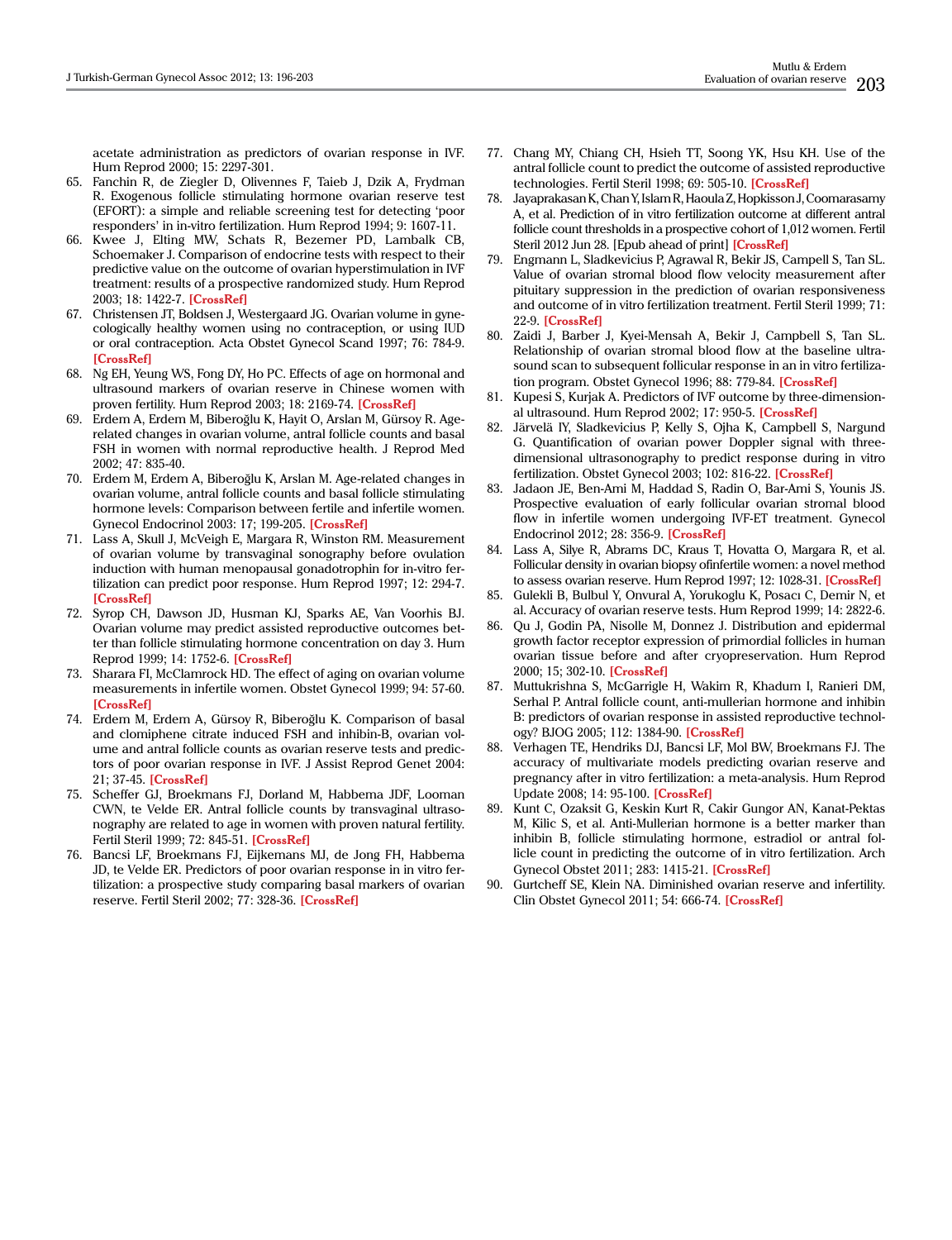acetate administration as predictors of ovarian response in IVF. Hum Reprod 2000; 15: 2297-301.

65. Fanchin R, de Ziegler D, Olivennes F, Taieb J, Dzik A, Frydman R. Exogenous follicle stimulating hormone ovarian reserve test (EFORT): a simple and reliable screening test for detecting 'poor responders' in in-vitro fertilization. Hum Reprod 1994; 9: 1607-11.
66. Kwee J, Elting MW, Schats R, Bezemer PD, Lambalk CB, Schoemaker J. Comparison of endocrine tests with respect to their predictive value on the outcome of ovarian hyperstimulation in IVF treatment: results of a prospective randomized study. Hum Reprod 2003; 18: 1422-7. [CrossRef]
67. Christensen JT, Boldsen J, Westergaard JG. Ovarian volume in gynecologically healthy women using no contraception, or using IUD or oral contraception. Acta Obstet Gynecol Scand 1997; 76: 784-9. [CrossRef]
68. Ng EH, Yeung WS, Fong DY, Ho PC. Effects of age on hormonal and ultrasound markers of ovarian reserve in Chinese women with proven fertility. Hum Reprod 2003; 18: 2169-74. [CrossRef]
69. Erdem A, Erdem M, Biberoğlu K, Hayit O, Arslan M, Gürsoy R. Age-related changes in ovarian volume, antral follicle counts and basal FSH in women with normal reproductive health. J Reprod Med 2002; 47: 835-40.
70. Erdem M, Erdem A, Biberoğlu K, Arslan M. Age-related changes in ovarian volume, antral follicle counts and basal follicle stimulating hormone levels: Comparison between fertile and infertile women. Gynecol Endocrinol 2003: 17; 199-205. [CrossRef]
71. Lass A, Skull J, McVeigh E, Margara R, Winston RM. Measurement of ovarian volume by transvaginal sonography before ovulation induction with human menopausal gonadotrophin for in-vitro fertilization can predict poor response. Hum Reprod 1997; 12: 294-7. [CrossRef]
72. Syrop CH, Dawson JD, Husman KJ, Sparks AE, Van Voorhis BJ. Ovarian volume may predict assisted reproductive outcomes better than follicle stimulating hormone concentration on day 3. Hum Reprod 1999; 14: 1752-6. [CrossRef]
73. Sharara FI, McClamrock HD. The effect of aging on ovarian volume measurements in infertile women. Obstet Gynecol 1999; 94: 57-60. [CrossRef]
74. Erdem M, Erdem A, Gürsoy R, Biberoğlu K. Comparison of basal and clomiphene citrate induced FSH and inhibin-B, ovarian volume and antral follicle counts as ovarian reserve tests and predictors of poor ovarian response in IVF. J Assist Reprod Genet 2004: 21; 37-45. [CrossRef]
75. Scheffer GJ, Broekmans FJ, Dorland M, Habbema JDF, Looman CWN, te Velde ER. Antral follicle counts by transvaginal ultrasonography are related to age in women with proven natural fertility. Fertil Steril 1999; 72: 845-51. [CrossRef]
76. Bancsi LF, Broekmans FJ, Eijkemans MJ, de Jong FH, Habbema JD, te Velde ER. Predictors of poor ovarian response in in vitro fertilization: a prospective study comparing basal markers of ovarian reserve. Fertil Steril 2002; 77: 328-36. [CrossRef]
77. Chang MY, Chiang CH, Hsieh TT, Soong YK, Hsu KH. Use of the antral follicle count to predict the outcome of assisted reproductive technologies. Fertil Steril 1998; 69: 505-10. [CrossRef]
78. Jayaprakasan K, Chan Y, Islam R, Haoula Z, Hopkisson J, Coomarasamy A, et al. Prediction of in vitro fertilization outcome at different antral follicle count thresholds in a prospective cohort of 1,012 women. Fertil Steril 2012 Jun 28. [Epub ahead of print] [CrossRef]
79. Engmann L, Sladkevicius P, Agrawal R, Bekir JS, Campell S, Tan SL. Value of ovarian stromal blood flow velocity measurement after pituitary suppression in the prediction of ovarian responsiveness and outcome of in vitro fertilization treatment. Fertil Steril 1999; 71: 22-9. [CrossRef]
80. Zaidi J, Barber J, Kyei-Mensah A, Bekir J, Campbell S, Tan SL. Relationship of ovarian stromal blood flow at the baseline ultrasound scan to subsequent follicular response in an in vitro fertilization program. Obstet Gynecol 1996; 88: 779-84. [CrossRef]
81. Kupesi S, Kurjak A. Predictors of IVF outcome by three-dimensional ultrasound. Hum Reprod 2002; 17: 950-5. [CrossRef]
82. Järvelä IY, Sladkevicius P, Kelly S, Ojha K, Campbell S, Nargund G. Quantification of ovarian power Doppler signal with three-dimensional ultrasonography to predict response during in vitro fertilization. Obstet Gynecol 2003; 102: 816-22. [CrossRef]
83. Jadaon JE, Ben-Ami M, Haddad S, Radin O, Bar-Ami S, Younis JS. Prospective evaluation of early follicular ovarian stromal blood flow in infertile women undergoing IVF-ET treatment. Gynecol Endocrinol 2012; 28: 356-9. [CrossRef]
84. Lass A, Silye R, Abrams DC, Kraus T, Hovatta O, Margara R, et al. Follicular density in ovarian biopsy ofinfertile women: a novel method to assess ovarian reserve. Hum Reprod 1997; 12: 1028-31. [CrossRef]
85. Gulekli B, Bulbul Y, Onvural A, Yorukoglu K, Posacı C, Demir N, et al. Accuracy of ovarian reserve tests. Hum Reprod 1999; 14: 2822-6.
86. Qu J, Godin PA, Nisolle M, Donnez J. Distribution and epidermal growth factor receptor expression of primordial follicles in human ovarian tissue before and after cryopreservation. Hum Reprod 2000; 15; 302-10. [CrossRef]
87. Muttukrishna S, McGarrigle H, Wakim R, Khadum I, Ranieri DM, Serhal P. Antral follicle count, anti-mullerian hormone and inhibin B: predictors of ovarian response in assisted reproductive technology? BJOG 2005; 112: 1384-90. [CrossRef]
88. Verhagen TE, Hendriks DJ, Bancsi LF, Mol BW, Broekmans FJ. The accuracy of multivariate models predicting ovarian reserve and pregnancy after in vitro fertilization: a meta-analysis. Hum Reprod Update 2008; 14: 95-100. [CrossRef]
89. Kunt C, Ozaksit G, Keskin Kurt R, Cakir Gungor AN, Kanat-Pektas M, Kilic S, et al. Anti-Mullerian hormone is a better marker than inhibin B, follicle stimulating hormone, estradiol or antral follicle count in predicting the outcome of in vitro fertilization. Arch Gynecol Obstet 2011; 283: 1415-21. [CrossRef]
90. Gurtcheff SE, Klein NA. Diminished ovarian reserve and infertility. Clin Obstet Gynecol 2011; 54: 666-74. [CrossRef]